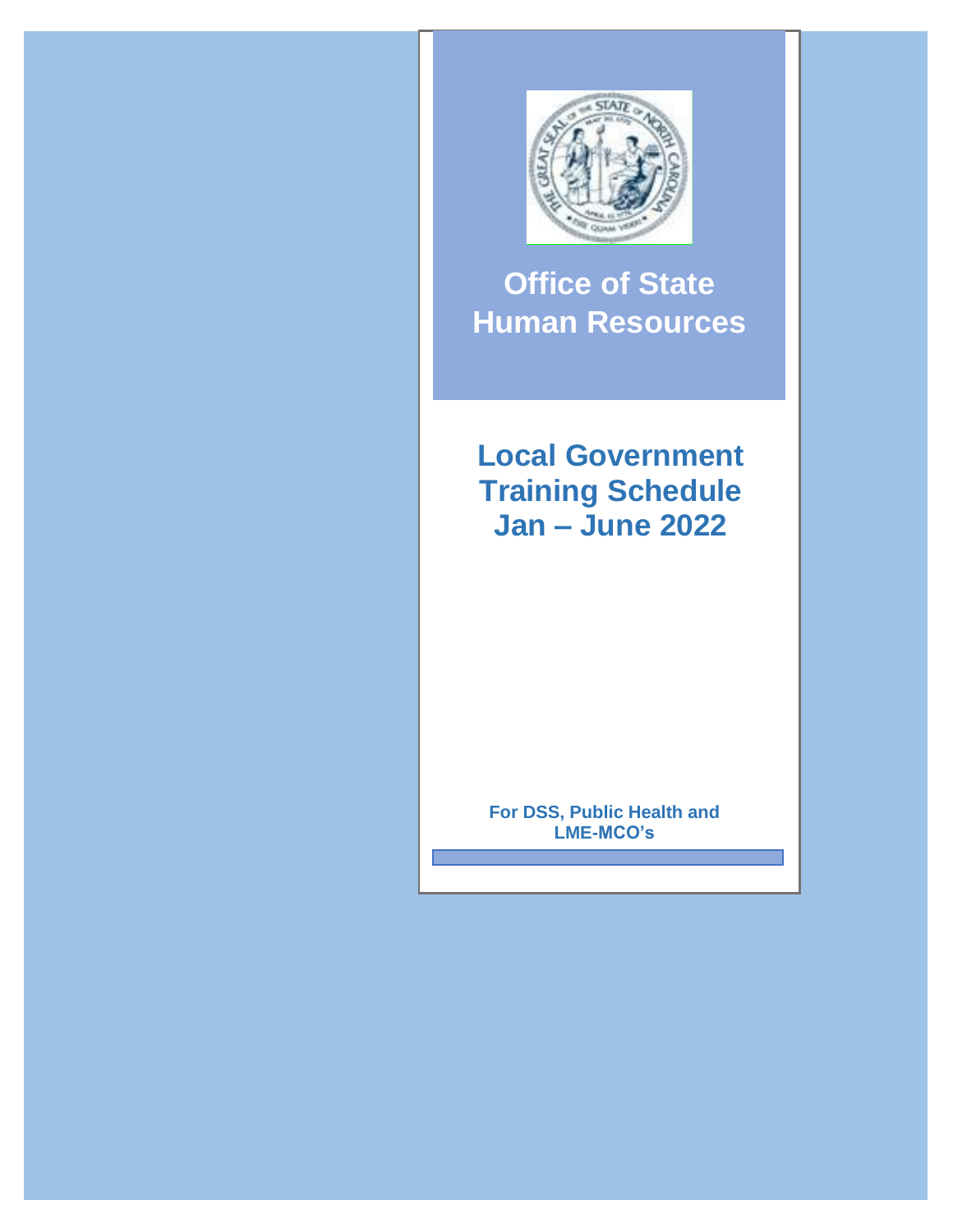# Office of State Human Resources

## Local Government Training Schedule Jan – June 2022

**For DSS, Public Health and LME-MCO's**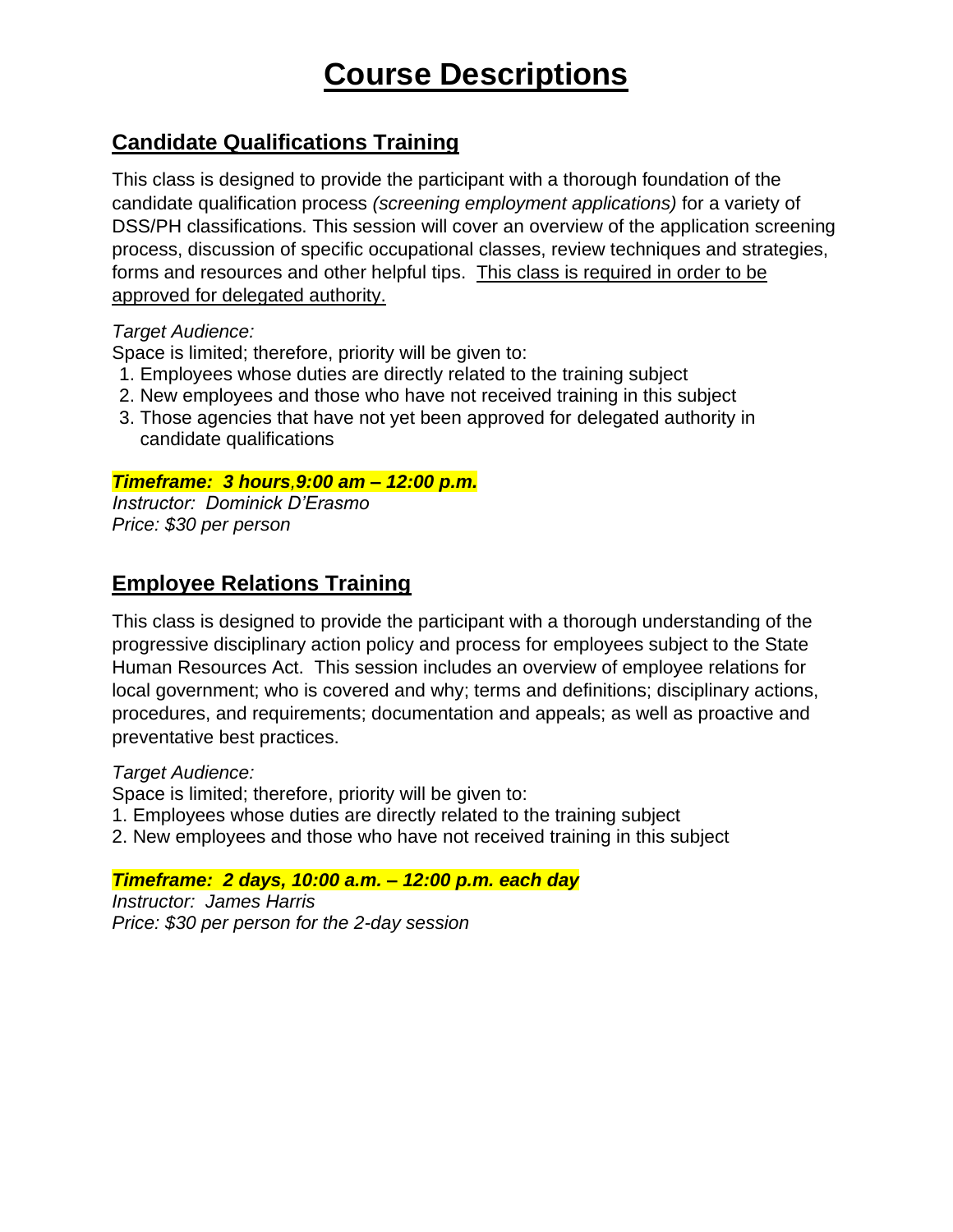# Course Descriptions

## Candidate Qualifications Training

This class is designed to provide the participant with a thorough foundation of the candidate qualification process *(screening employment applications)* for a variety of DSS/PH classifications. This session will cover an overview of the application screening process, discussion of specific occupational classes, review techniques and strategies, forms and resources and other helpful tips. <u>This class is required in order to be approved for delegated authority.</u>

*Target Audience:*

Space is limited; therefore, priority will be given to:

1. Employees whose duties are directly related to the training subject
2. New employees and those who have not received training in this subject
3. Those agencies that have not yet been approved for delegated authority in candidate qualifications

***Timeframe: 3 hours, 9:00 am – 12:00 p.m.***

*Instructor: Dominick D'Erasmo*

*Price: $30 per person*

## Employee Relations Training

This class is designed to provide the participant with a thorough understanding of the progressive disciplinary action policy and process for employees subject to the State Human Resources Act. This session includes an overview of employee relations for local government; who is covered and why; terms and definitions; disciplinary actions, procedures, and requirements; documentation and appeals; as well as proactive and preventative best practices.

*Target Audience:*

Space is limited; therefore, priority will be given to:

1. Employees whose duties are directly related to the training subject
2. New employees and those who have not received training in this subject

***Timeframe: 2 days, 10:00 a.m. – 12:00 p.m. each day***

*Instructor: James Harris*

*Price: $30 per person for the 2-day session*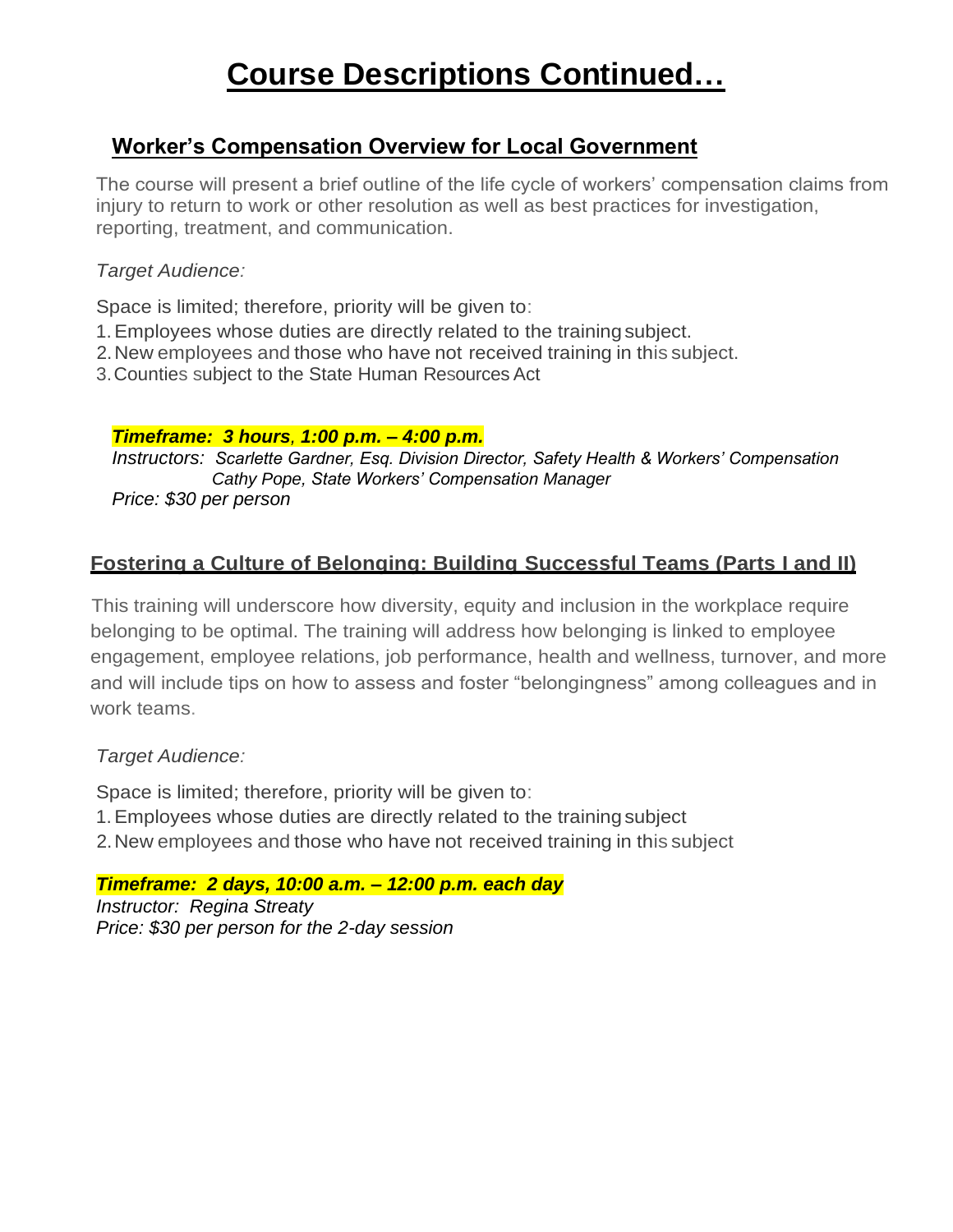# Course Descriptions Continued…

## Worker's Compensation Overview for Local Government

The course will present a brief outline of the life cycle of workers' compensation claims from injury to return to work or other resolution as well as best practices for investigation, reporting, treatment, and communication.

*Target Audience:*

Space is limited; therefore, priority will be given to:

1. Employees whose duties are directly related to the training subject.
2. New employees and those who have not received training in this subject.
3. Counties subject to the State Human Resources Act

***Timeframe: 3 hours, 1:00 p.m. – 4:00 p.m.***

*Instructors: Scarlette Gardner, Esq. Division Director, Safety Health & Workers' Compensation*
*Cathy Pope, State Workers' Compensation Manager*

*Price: $30 per person*

## Fostering a Culture of Belonging: Building Successful Teams (Parts I and II)

This training will underscore how diversity, equity and inclusion in the workplace require belonging to be optimal. The training will address how belonging is linked to employee engagement, employee relations, job performance, health and wellness, turnover, and more and will include tips on how to assess and foster "belongingness" among colleagues and in work teams.

*Target Audience:*

Space is limited; therefore, priority will be given to:

1. Employees whose duties are directly related to the training subject
2. New employees and those who have not received training in this subject

***Timeframe: 2 days, 10:00 a.m. – 12:00 p.m. each day***

*Instructor: Regina Streaty*

*Price: $30 per person for the 2-day session*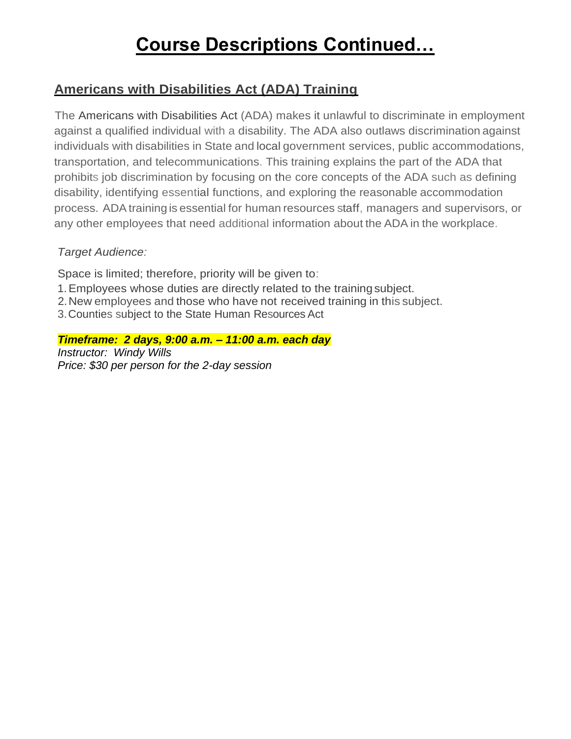# Course Descriptions Continued…

## Americans with Disabilities Act (ADA) Training

The Americans with Disabilities Act (ADA) makes it unlawful to discriminate in employment against a qualified individual with a disability. The ADA also outlaws discrimination against individuals with disabilities in State and local government services, public accommodations, transportation, and telecommunications. This training explains the part of the ADA that prohibits job discrimination by focusing on the core concepts of the ADA such as defining disability, identifying essential functions, and exploring the reasonable accommodation process. ADA training is essential for human resources staff, managers and supervisors, or any other employees that need additional information about the ADA in the workplace.

*Target Audience:*

Space is limited; therefore, priority will be given to:

1. Employees whose duties are directly related to the training subject.
2. New employees and those who have not received training in this subject.
3. Counties subject to the State Human Resources Act

***Timeframe: 2 days, 9:00 a.m. – 11:00 a.m. each day***
*Instructor: Windy Wills*
*Price: $30 per person for the 2-day session*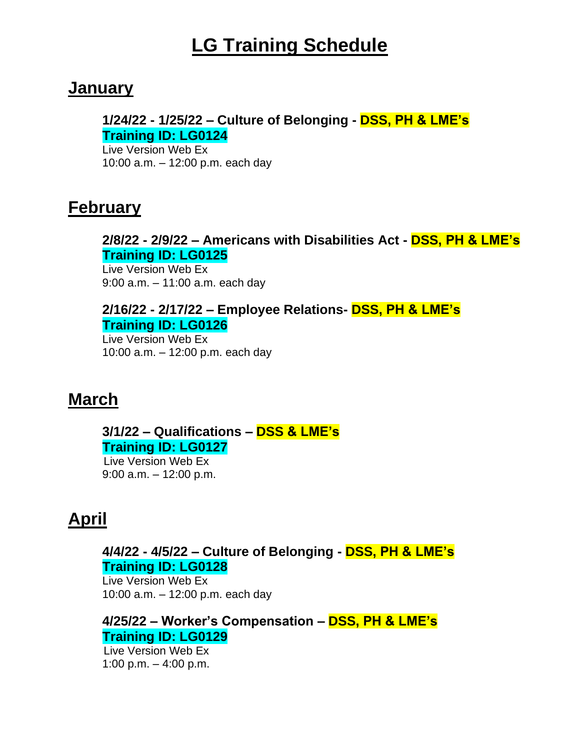# LG Training Schedule

## January

**1/24/22 - 1/25/22 – Culture of Belonging - DSS, PH & LME's**
**Training ID: LG0124**
Live Version Web Ex
10:00 a.m. – 12:00 p.m. each day

## February

**2/8/22 - 2/9/22 – Americans with Disabilities Act - DSS, PH & LME's**
**Training ID: LG0125**
Live Version Web Ex
9:00 a.m. – 11:00 a.m. each day

**2/16/22 - 2/17/22 – Employee Relations- DSS, PH & LME's**
**Training ID: LG0126**
Live Version Web Ex
10:00 a.m. – 12:00 p.m. each day

## March

**3/1/22 – Qualifications – DSS & LME's**
**Training ID: LG0127**
Live Version Web Ex
9:00 a.m. – 12:00 p.m.

## April

**4/4/22 - 4/5/22 – Culture of Belonging - DSS, PH & LME's**
**Training ID: LG0128**
Live Version Web Ex
10:00 a.m. – 12:00 p.m. each day

**4/25/22 – Worker's Compensation – DSS, PH & LME's**
**Training ID: LG0129**
Live Version Web Ex
1:00 p.m. – 4:00 p.m.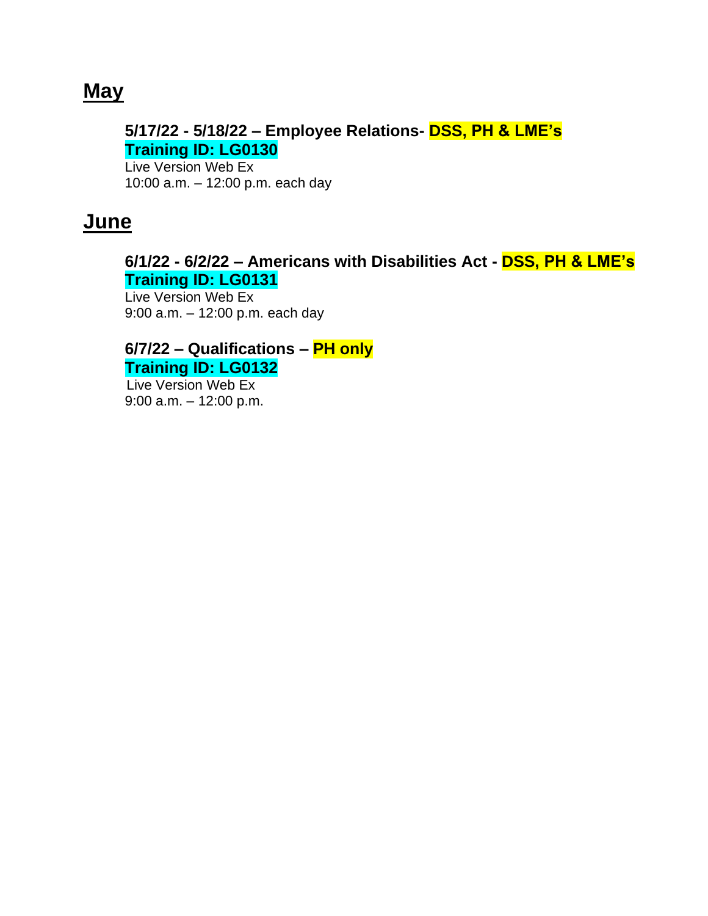## May

**5/17/22 - 5/18/22 – Employee Relations- DSS, PH & LME's**
**Training ID: LG0130**
Live Version Web Ex
10:00 a.m. – 12:00 p.m. each day

## June

**6/1/22 - 6/2/22 – Americans with Disabilities Act - DSS, PH & LME's**
**Training ID: LG0131**
Live Version Web Ex
9:00 a.m. – 12:00 p.m. each day

**6/7/22 – Qualifications – PH only**
**Training ID: LG0132**
Live Version Web Ex
9:00 a.m. – 12:00 p.m.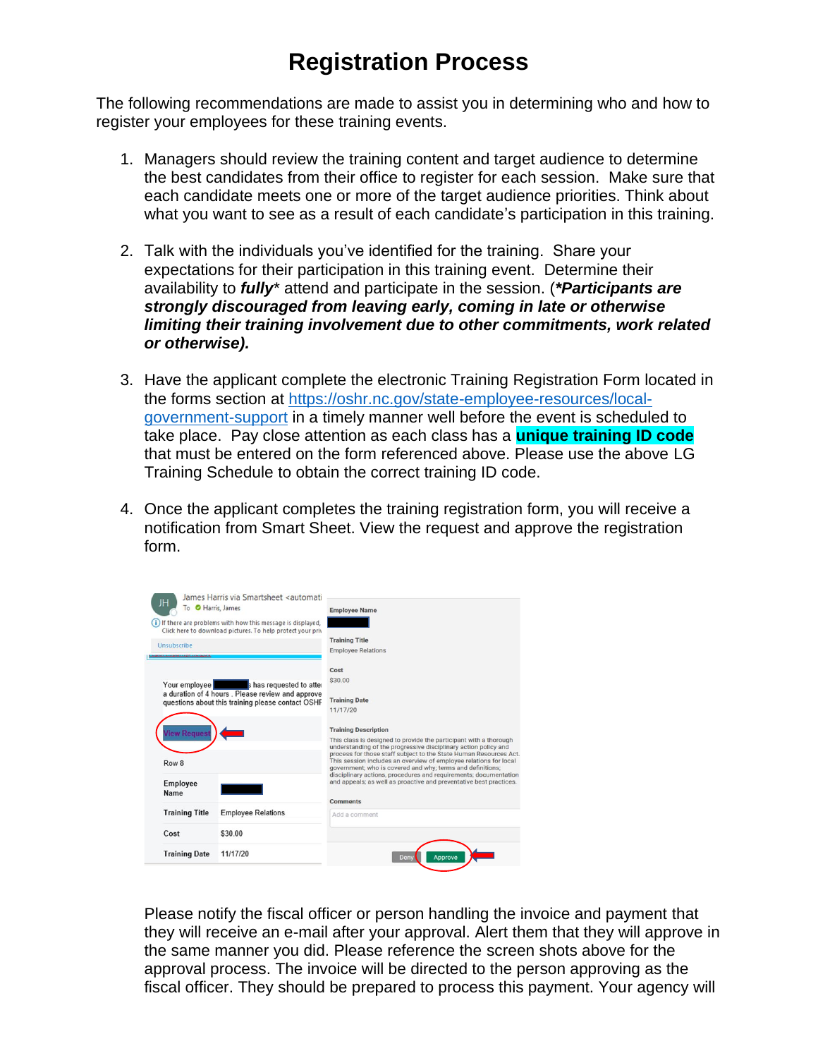# Registration Process

The following recommendations are made to assist you in determining who and how to register your employees for these training events.

1. Managers should review the training content and target audience to determine the best candidates from their office to register for each session. Make sure that each candidate meets one or more of the target audience priorities. Think about what you want to see as a result of each candidate's participation in this training.

2. Talk with the individuals you've identified for the training. Share your expectations for their participation in this training event. Determine their availability to ***fully**** attend and participate in the session. (***\*Participants are strongly discouraged from leaving early, coming in late or otherwise limiting their training involvement due to other commitments, work related or otherwise).***

3. Have the applicant complete the electronic Training Registration Form located in the forms section at [https://oshr.nc.gov/state-employee-resources/local-government-support](https://oshr.nc.gov/state-employee-resources/local-government-support) in a timely manner well before the event is scheduled to take place. Pay close attention as each class has a **unique training ID code** that must be entered on the form referenced above. Please use the above LG Training Schedule to obtain the correct training ID code.

4. Once the applicant completes the training registration form, you will receive a notification from Smart Sheet. View the request and approve the registration form.

Please notify the fiscal officer or person handling the invoice and payment that they will receive an e-mail after your approval. Alert them that they will approve in the same manner you did. Please reference the screen shots above for the approval process. The invoice will be directed to the person approving as the fiscal officer. They should be prepared to process this payment. Your agency will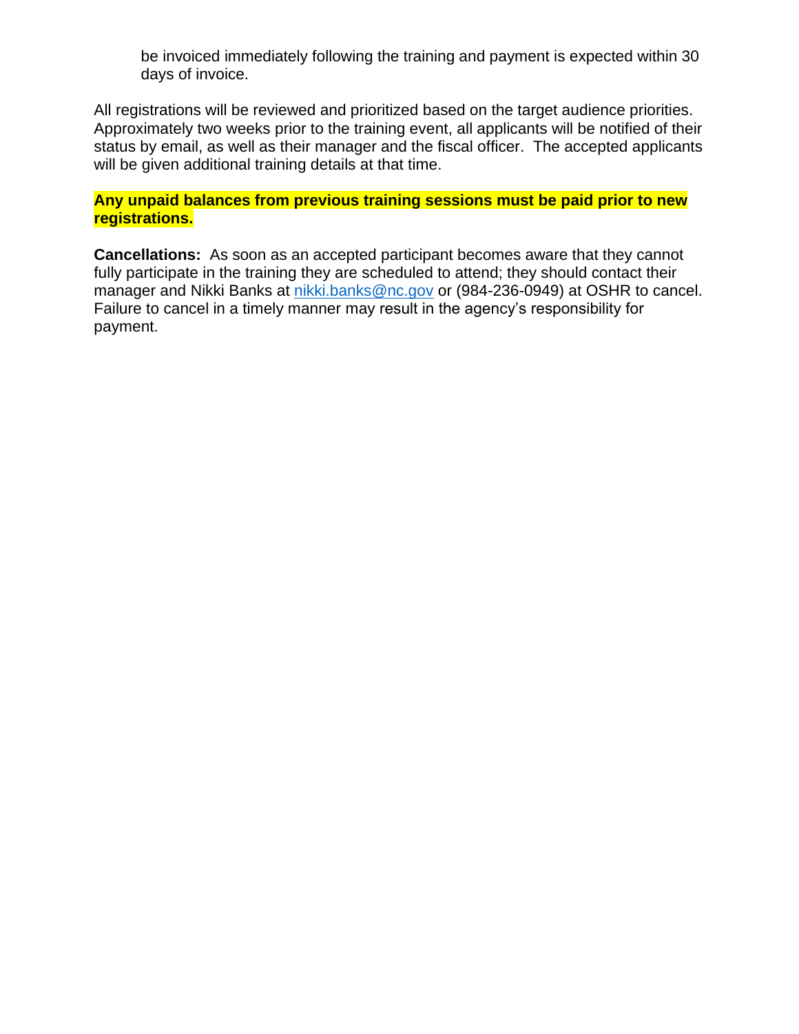be invoiced immediately following the training and payment is expected within 30 days of invoice.

All registrations will be reviewed and prioritized based on the target audience priorities. Approximately two weeks prior to the training event, all applicants will be notified of their status by email, as well as their manager and the fiscal officer. The accepted applicants will be given additional training details at that time.

**Any unpaid balances from previous training sessions must be paid prior to new registrations.**

**Cancellations:** As soon as an accepted participant becomes aware that they cannot fully participate in the training they are scheduled to attend; they should contact their manager and Nikki Banks at nikki.banks@nc.gov or (984-236-0949) at OSHR to cancel. Failure to cancel in a timely manner may result in the agency's responsibility for payment.